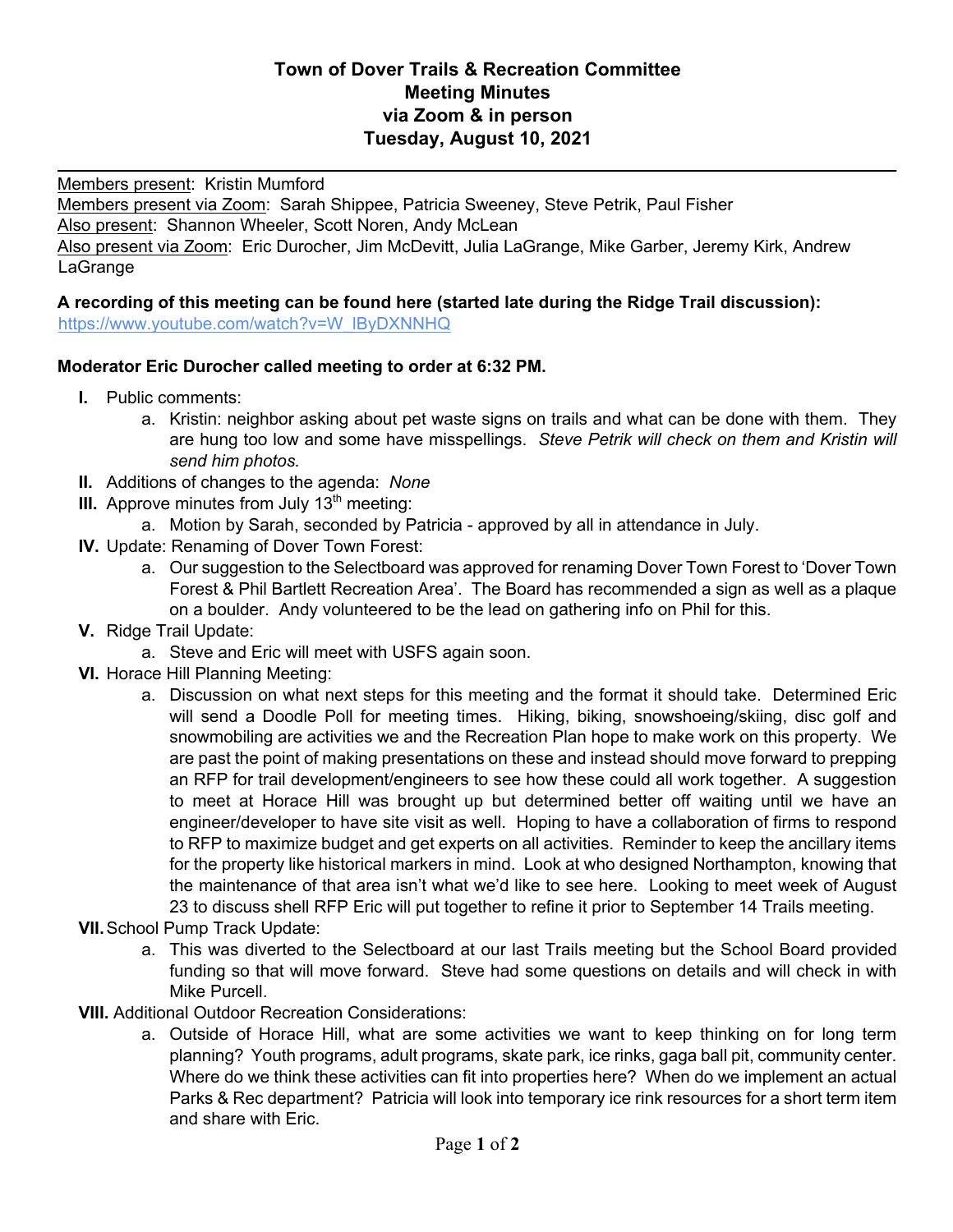# Town of Dover Trails & Recreation Committee Meeting Minutes via Zoom & in person Tuesday, August 10, 2021

Members present: Kristin Mumford
Members present via Zoom: Sarah Shippee, Patricia Sweeney, Steve Petrik, Paul Fisher
Also present: Shannon Wheeler, Scott Noren, Andy McLean
Also present via Zoom: Eric Durocher, Jim McDevitt, Julia LaGrange, Mike Garber, Jeremy Kirk, Andrew LaGrange

**A recording of this meeting can be found here (started late during the Ridge Trail discussion):** https://www.youtube.com/watch?v=W_lByDXNNHQ

**Moderator Eric Durocher called meeting to order at 6:32 PM.**

- **I.** Public comments:
  - a. Kristin: neighbor asking about pet waste signs on trails and what can be done with them. They are hung too low and some have misspellings. *Steve Petrik will check on them and Kristin will send him photos.*
- **II.** Additions of changes to the agenda: *None*
- **III.** Approve minutes from July 13th meeting:
  - a. Motion by Sarah, seconded by Patricia - approved by all in attendance in July.
- **IV.** Update: Renaming of Dover Town Forest:
  - a. Our suggestion to the Selectboard was approved for renaming Dover Town Forest to 'Dover Town Forest & Phil Bartlett Recreation Area'. The Board has recommended a sign as well as a plaque on a boulder. Andy volunteered to be the lead on gathering info on Phil for this.
- **V.** Ridge Trail Update:
  - a. Steve and Eric will meet with USFS again soon.
- **VI.** Horace Hill Planning Meeting:
  - a. Discussion on what next steps for this meeting and the format it should take. Determined Eric will send a Doodle Poll for meeting times. Hiking, biking, snowshoeing/skiing, disc golf and snowmobiling are activities we and the Recreation Plan hope to make work on this property. We are past the point of making presentations on these and instead should move forward to prepping an RFP for trail development/engineers to see how these could all work together. A suggestion to meet at Horace Hill was brought up but determined better off waiting until we have an engineer/developer to have site visit as well. Hoping to have a collaboration of firms to respond to RFP to maximize budget and get experts on all activities. Reminder to keep the ancillary items for the property like historical markers in mind. Look at who designed Northampton, knowing that the maintenance of that area isn't what we'd like to see here. Looking to meet week of August 23 to discuss shell RFP Eric will put together to refine it prior to September 14 Trails meeting.
- **VII.** School Pump Track Update:
  - a. This was diverted to the Selectboard at our last Trails meeting but the School Board provided funding so that will move forward. Steve had some questions on details and will check in with Mike Purcell.
- **VIII.** Additional Outdoor Recreation Considerations:
  - a. Outside of Horace Hill, what are some activities we want to keep thinking on for long term planning? Youth programs, adult programs, skate park, ice rinks, gaga ball pit, community center. Where do we think these activities can fit into properties here? When do we implement an actual Parks & Rec department? Patricia will look into temporary ice rink resources for a short term item and share with Eric.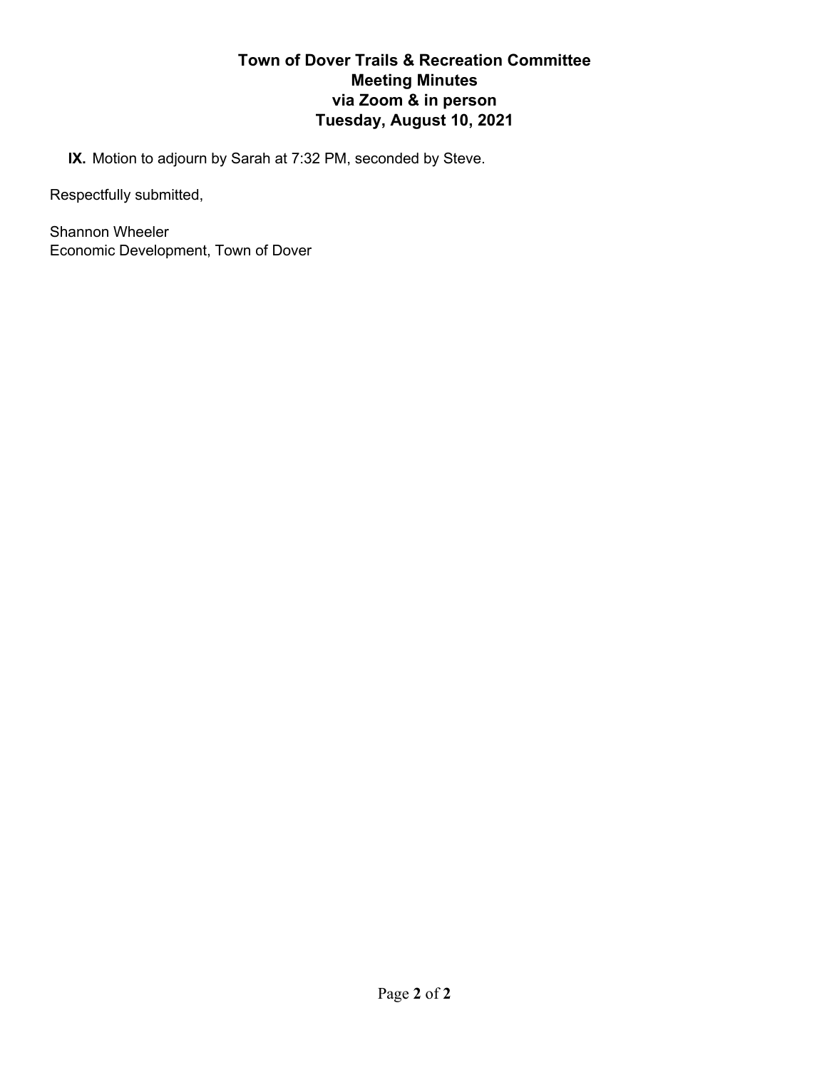**IX.** Motion to adjourn by Sarah at 7:32 PM, seconded by Steve.

Respectfully submitted,

Shannon Wheeler
Economic Development, Town of Dover